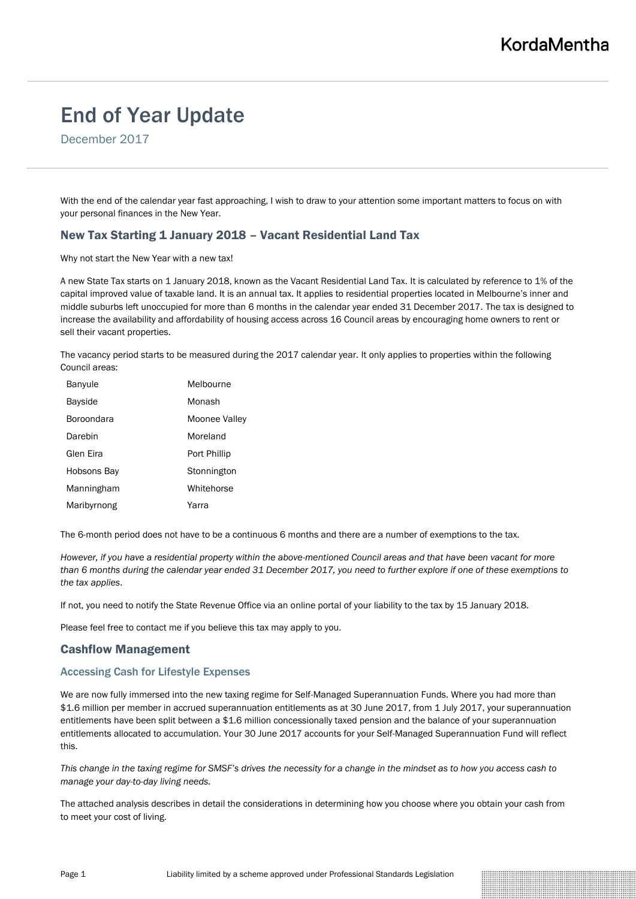# End of Year Update

December 2017

With the end of the calendar year fast approaching, I wish to draw to your attention some important matters to focus on with your personal finances in the New Year.

## New Tax Starting 1 January 2018 – Vacant Residential Land Tax

Why not start the New Year with a new tax!

A new State Tax starts on 1 January 2018, known as the Vacant Residential Land Tax. It is calculated by reference to 1% of the capital improved value of taxable land. It is an annual tax. It applies to residential properties located in Melbourne's inner and middle suburbs left unoccupied for more than 6 months in the calendar year ended 31 December 2017. The tax is designed to increase the availability and affordability of housing access across 16 Council areas by encouraging home owners to rent or sell their vacant properties.

The vacancy period starts to be measured during the 2017 calendar year. It only applies to properties within the following Council areas:

| | |
|---|---|
| Banyule | Melbourne |
| Bayside | Monash |
| Boroondara | Moonee Valley |
| Darebin | Moreland |
| Glen Eira | Port Phillip |
| Hobsons Bay | Stonnington |
| Manningham | Whitehorse |
| Maribyrnong | Yarra |

The 6-month period does not have to be a continuous 6 months and there are a number of exemptions to the tax.

*However, if you have a residential property within the above-mentioned Council areas and that have been vacant for more than 6 months during the calendar year ended 31 December 2017, you need to further explore if one of these exemptions to the tax applies.*

If not, you need to notify the State Revenue Office via an online portal of your liability to the tax by 15 January 2018.

Please feel free to contact me if you believe this tax may apply to you.

## Cashflow Management

### Accessing Cash for Lifestyle Expenses

We are now fully immersed into the new taxing regime for Self-Managed Superannuation Funds. Where you had more than $1.6 million per member in accrued superannuation entitlements as at 30 June 2017, from 1 July 2017, your superannuation entitlements have been split between a $1.6 million concessionally taxed pension and the balance of your superannuation entitlements allocated to accumulation. Your 30 June 2017 accounts for your Self-Managed Superannuation Fund will reflect this.

*This change in the taxing regime for SMSF's drives the necessity for a change in the mindset as to how you access cash to manage your day-to-day living needs.*

The attached analysis describes in detail the considerations in determining how you choose where you obtain your cash from to meet your cost of living.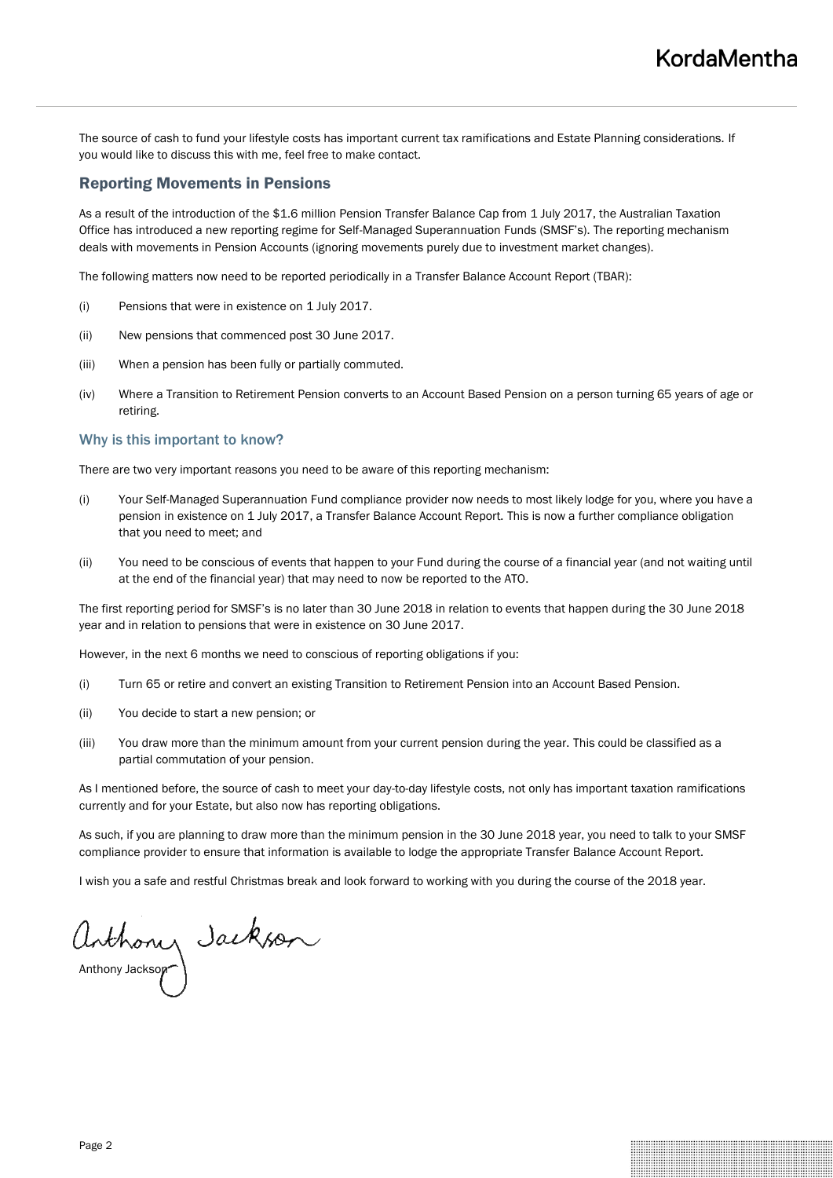The source of cash to fund your lifestyle costs has important current tax ramifications and Estate Planning considerations. If you would like to discuss this with me, feel free to make contact.

## Reporting Movements in Pensions

As a result of the introduction of the $1.6 million Pension Transfer Balance Cap from 1 July 2017, the Australian Taxation Office has introduced a new reporting regime for Self-Managed Superannuation Funds (SMSF's). The reporting mechanism deals with movements in Pension Accounts (ignoring movements purely due to investment market changes).

The following matters now need to be reported periodically in a Transfer Balance Account Report (TBAR):

(i) Pensions that were in existence on 1 July 2017.

(ii) New pensions that commenced post 30 June 2017.

(iii) When a pension has been fully or partially commuted.

(iv) Where a Transition to Retirement Pension converts to an Account Based Pension on a person turning 65 years of age or retiring.

### Why is this important to know?

There are two very important reasons you need to be aware of this reporting mechanism:

(i) Your Self-Managed Superannuation Fund compliance provider now needs to most likely lodge for you, where you have a pension in existence on 1 July 2017, a Transfer Balance Account Report. This is now a further compliance obligation that you need to meet; and

(ii) You need to be conscious of events that happen to your Fund during the course of a financial year (and not waiting until at the end of the financial year) that may need to now be reported to the ATO.

The first reporting period for SMSF's is no later than 30 June 2018 in relation to events that happen during the 30 June 2018 year and in relation to pensions that were in existence on 30 June 2017.

However, in the next 6 months we need to conscious of reporting obligations if you:

(i) Turn 65 or retire and convert an existing Transition to Retirement Pension into an Account Based Pension.

(ii) You decide to start a new pension; or

(iii) You draw more than the minimum amount from your current pension during the year. This could be classified as a partial commutation of your pension.

As I mentioned before, the source of cash to meet your day-to-day lifestyle costs, not only has important taxation ramifications currently and for your Estate, but also now has reporting obligations.

As such, if you are planning to draw more than the minimum pension in the 30 June 2018 year, you need to talk to your SMSF compliance provider to ensure that information is available to lodge the appropriate Transfer Balance Account Report.

I wish you a safe and restful Christmas break and look forward to working with you during the course of the 2018 year.

Anthony Jackson

Anthony Jackson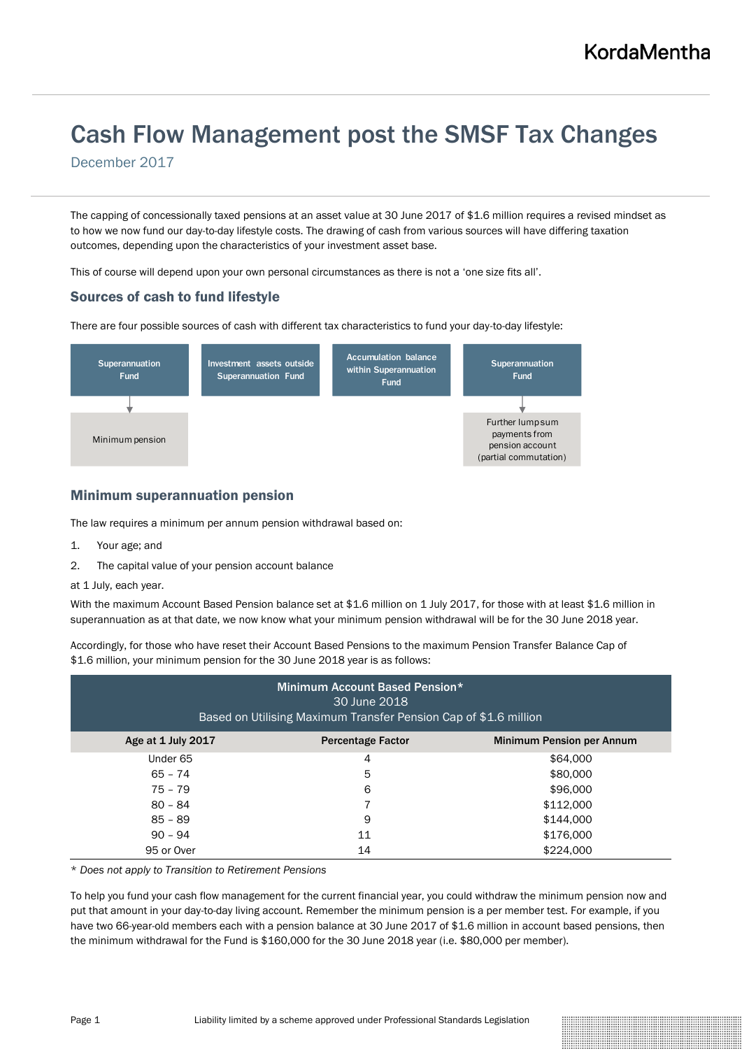# Cash Flow Management post the SMSF Tax Changes

December 2017

The capping of concessionally taxed pensions at an asset value at 30 June 2017 of $1.6 million requires a revised mindset as to how we now fund our day-to-day lifestyle costs. The drawing of cash from various sources will have differing taxation outcomes, depending upon the characteristics of your investment asset base.

This of course will depend upon your own personal circumstances as there is not a 'one size fits all'.

## Sources of cash to fund lifestyle

There are four possible sources of cash with different tax characteristics to fund your day-to-day lifestyle:

| Superannuation Fund | Investment assets outside Superannuation Fund | Accumulation balance within Superannuation Fund | Superannuation Fund |
|---|---|---|---|
| ↓ Minimum pension | | | ↓ Further lump sum payments from pension account (partial commutation) |

## Minimum superannuation pension

The law requires a minimum per annum pension withdrawal based on:

1. Your age; and
2. The capital value of your pension account balance

at 1 July, each year.

With the maximum Account Based Pension balance set at $1.6 million on 1 July 2017, for those with at least $1.6 million in superannuation as at that date, we now know what your minimum pension withdrawal will be for the 30 June 2018 year.

Accordingly, for those who have reset their Account Based Pensions to the maximum Pension Transfer Balance Cap of $1.6 million, your minimum pension for the 30 June 2018 year is as follows:

| Minimum Account Based Pension* 30 June 2018 Based on Utilising Maximum Transfer Pension Cap of $1.6 million | | |
|---|---|---|
| **Age at 1 July 2017** | **Percentage Factor** | **Minimum Pension per Annum** |
| Under 65 | 4 | $64,000 |
| 65 – 74 | 5 | $80,000 |
| 75 – 79 | 6 | $96,000 |
| 80 – 84 | 7 | $112,000 |
| 85 – 89 | 9 | $144,000 |
| 90 – 94 | 11 | $176,000 |
| 95 or Over | 14 | $224,000 |

*\* Does not apply to Transition to Retirement Pensions*

To help you fund your cash flow management for the current financial year, you could withdraw the minimum pension now and put that amount in your day-to-day living account. Remember the minimum pension is a per member test. For example, if you have two 66-year-old members each with a pension balance at 30 June 2017 of $1.6 million in account based pensions, then the minimum withdrawal for the Fund is $160,000 for the 30 June 2018 year (i.e. $80,000 per member).

Liability limited by a scheme approved under Professional Standards Legislation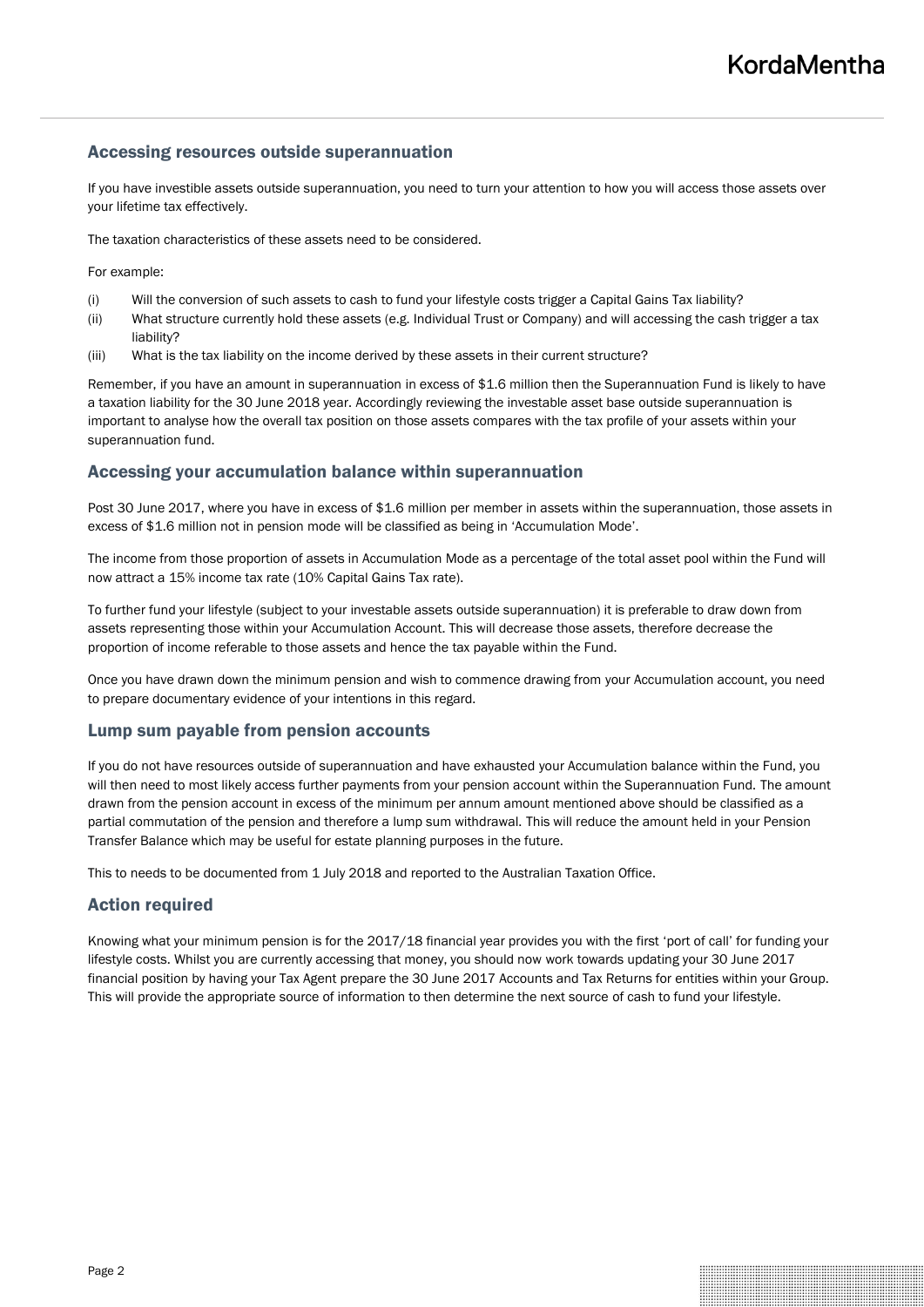## Accessing resources outside superannuation

If you have investible assets outside superannuation, you need to turn your attention to how you will access those assets over your lifetime tax effectively.

The taxation characteristics of these assets need to be considered.

For example:

(i) Will the conversion of such assets to cash to fund your lifestyle costs trigger a Capital Gains Tax liability?
(ii) What structure currently hold these assets (e.g. Individual Trust or Company) and will accessing the cash trigger a tax liability?
(iii) What is the tax liability on the income derived by these assets in their current structure?

Remember, if you have an amount in superannuation in excess of $1.6 million then the Superannuation Fund is likely to have a taxation liability for the 30 June 2018 year. Accordingly reviewing the investable asset base outside superannuation is important to analyse how the overall tax position on those assets compares with the tax profile of your assets within your superannuation fund.

## Accessing your accumulation balance within superannuation

Post 30 June 2017, where you have in excess of $1.6 million per member in assets within the superannuation, those assets in excess of $1.6 million not in pension mode will be classified as being in 'Accumulation Mode'.

The income from those proportion of assets in Accumulation Mode as a percentage of the total asset pool within the Fund will now attract a 15% income tax rate (10% Capital Gains Tax rate).

To further fund your lifestyle (subject to your investable assets outside superannuation) it is preferable to draw down from assets representing those within your Accumulation Account. This will decrease those assets, therefore decrease the proportion of income referable to those assets and hence the tax payable within the Fund.

Once you have drawn down the minimum pension and wish to commence drawing from your Accumulation account, you need to prepare documentary evidence of your intentions in this regard.

## Lump sum payable from pension accounts

If you do not have resources outside of superannuation and have exhausted your Accumulation balance within the Fund, you will then need to most likely access further payments from your pension account within the Superannuation Fund. The amount drawn from the pension account in excess of the minimum per annum amount mentioned above should be classified as a partial commutation of the pension and therefore a lump sum withdrawal. This will reduce the amount held in your Pension Transfer Balance which may be useful for estate planning purposes in the future.

This to needs to be documented from 1 July 2018 and reported to the Australian Taxation Office.

## Action required

Knowing what your minimum pension is for the 2017/18 financial year provides you with the first 'port of call' for funding your lifestyle costs. Whilst you are currently accessing that money, you should now work towards updating your 30 June 2017 financial position by having your Tax Agent prepare the 30 June 2017 Accounts and Tax Returns for entities within your Group. This will provide the appropriate source of information to then determine the next source of cash to fund your lifestyle.